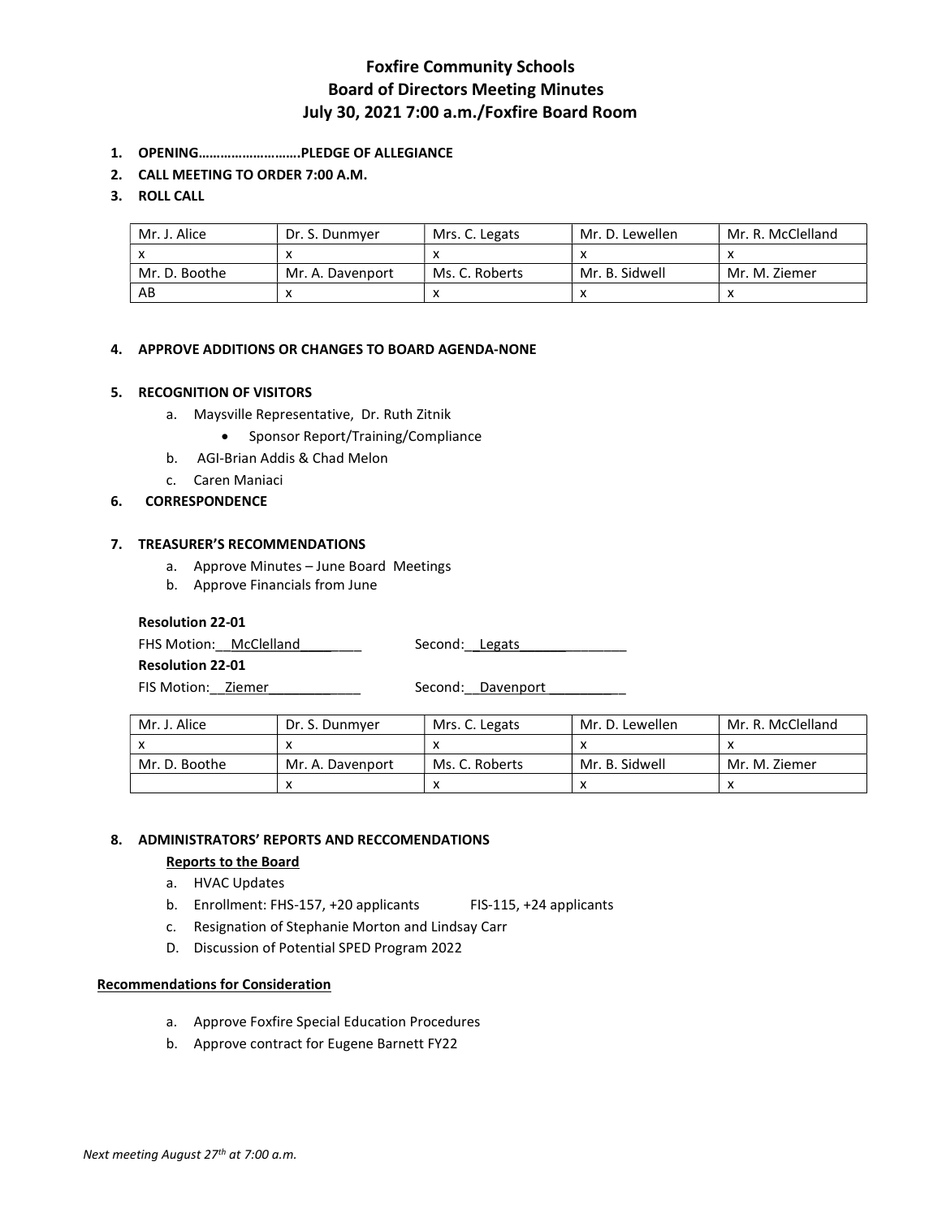# Foxfire Community Schools
## Board of Directors Meeting Minutes
### July 30, 2021 7:00 a.m./Foxfire Board Room

1. **OPENING……………………….PLEDGE OF ALLEGIANCE**
2. **CALL MEETING TO ORDER 7:00 A.M.**
3. **ROLL CALL**

| Mr. J. Alice | Dr. S. Dunmyer | Mrs. C. Legats | Mr. D. Lewellen | Mr. R. McClelland |
|---|---|---|---|---|
| x | x | x | x | x |
| Mr. D. Boothe | Mr. A. Davenport | Ms. C. Roberts | Mr. B. Sidwell | Mr. M. Ziemer |
| AB | x | x | x | x |

4. **APPROVE ADDITIONS OR CHANGES TO BOARD AGENDA-NONE**

5. **RECOGNITION OF VISITORS**
   a. Maysville Representative, Dr. Ruth Zitnik
      - Sponsor Report/Training/Compliance
   b. AGI-Brian Addis & Chad Melon
   c. Caren Maniaci

6. **CORRESPONDENCE**

7. **TREASURER'S RECOMMENDATIONS**
   a. Approve Minutes – June Board Meetings
   b. Approve Financials from June

**Resolution 22-01**
FHS Motion: McClelland Second: Legats
**Resolution 22-01**
FIS Motion: Ziemer Second: Davenport

| Mr. J. Alice | Dr. S. Dunmyer | Mrs. C. Legats | Mr. D. Lewellen | Mr. R. McClelland |
|---|---|---|---|---|
| x | x | x | x | x |
| Mr. D. Boothe | Mr. A. Davenport | Ms. C. Roberts | Mr. B. Sidwell | Mr. M. Ziemer |
| | x | x | x | x |

8. **ADMINISTRATORS' REPORTS AND RECCOMENDATIONS**

   **Reports to the Board**
   a. HVAC Updates
   b. Enrollment: FHS-157, +20 applicants FIS-115, +24 applicants
   c. Resignation of Stephanie Morton and Lindsay Carr
   D. Discussion of Potential SPED Program 2022

**Recommendations for Consideration**

a. Approve Foxfire Special Education Procedures
b. Approve contract for Eugene Barnett FY22

*Next meeting August 27th at 7:00 a.m.*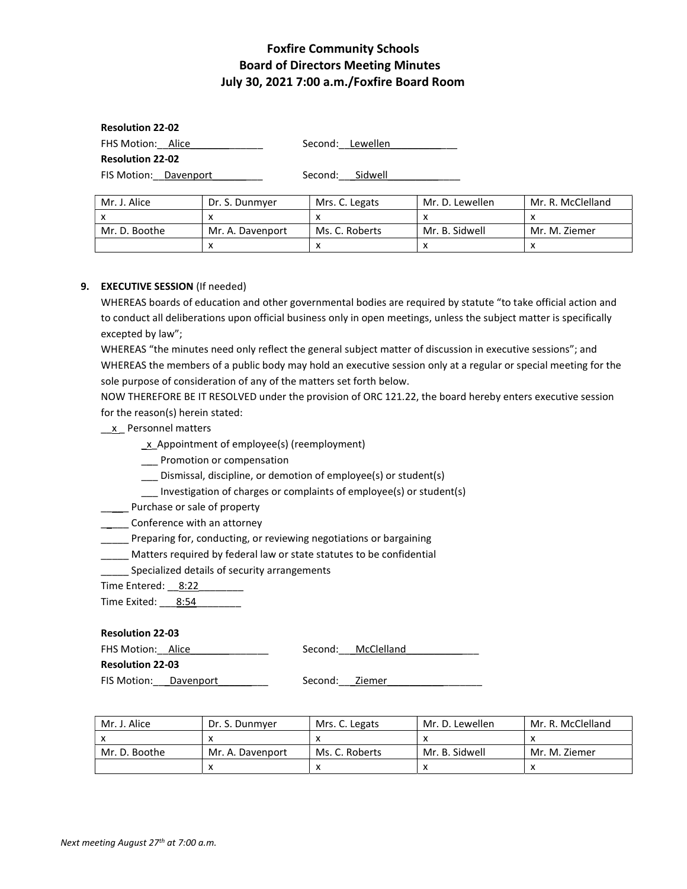**Resolution 22-02**

FHS Motion: Alice Second: Lewellen

**Resolution 22-02**

FIS Motion: Davenport Second: Sidwell

| Mr. J. Alice | Dr. S. Dunmyer | Mrs. C. Legats | Mr. D. Lewellen | Mr. R. McClelland |
|---|---|---|---|---|
| x | x | x | x | x |
| Mr. D. Boothe | Mr. A. Davenport | Ms. C. Roberts | Mr. B. Sidwell | Mr. M. Ziemer |
| | x | x | x | x |

9. **EXECUTIVE SESSION** (If needed)

WHEREAS boards of education and other governmental bodies are required by statute "to take official action and to conduct all deliberations upon official business only in open meetings, unless the subject matter is specifically excepted by law";

WHEREAS "the minutes need only reflect the general subject matter of discussion in executive sessions"; and

WHEREAS the members of a public body may hold an executive session only at a regular or special meeting for the sole purpose of consideration of any of the matters set forth below.

NOW THEREFORE BE IT RESOLVED under the provision of ORC 121.22, the board hereby enters executive session for the reason(s) herein stated:

__x_ Personnel matters

- _x_ Appointment of employee(s) (reemployment)
- ___ Promotion or compensation
- ___ Dismissal, discipline, or demotion of employee(s) or student(s)
- ___ Investigation of charges or complaints of employee(s) or student(s)

_____ Purchase or sale of property

_____ Conference with an attorney

_____ Preparing for, conducting, or reviewing negotiations or bargaining

_____ Matters required by federal law or state statutes to be confidential

_____ Specialized details of security arrangements

Time Entered: 8:22

Time Exited: 8:54

**Resolution 22-03**

FHS Motion: Alice Second: McClelland

**Resolution 22-03**

FIS Motion: Davenport Second: Ziemer

| Mr. J. Alice | Dr. S. Dunmyer | Mrs. C. Legats | Mr. D. Lewellen | Mr. R. McClelland |
|---|---|---|---|---|
| x | x | x | x | x |
| Mr. D. Boothe | Mr. A. Davenport | Ms. C. Roberts | Mr. B. Sidwell | Mr. M. Ziemer |
| | x | x | x | x |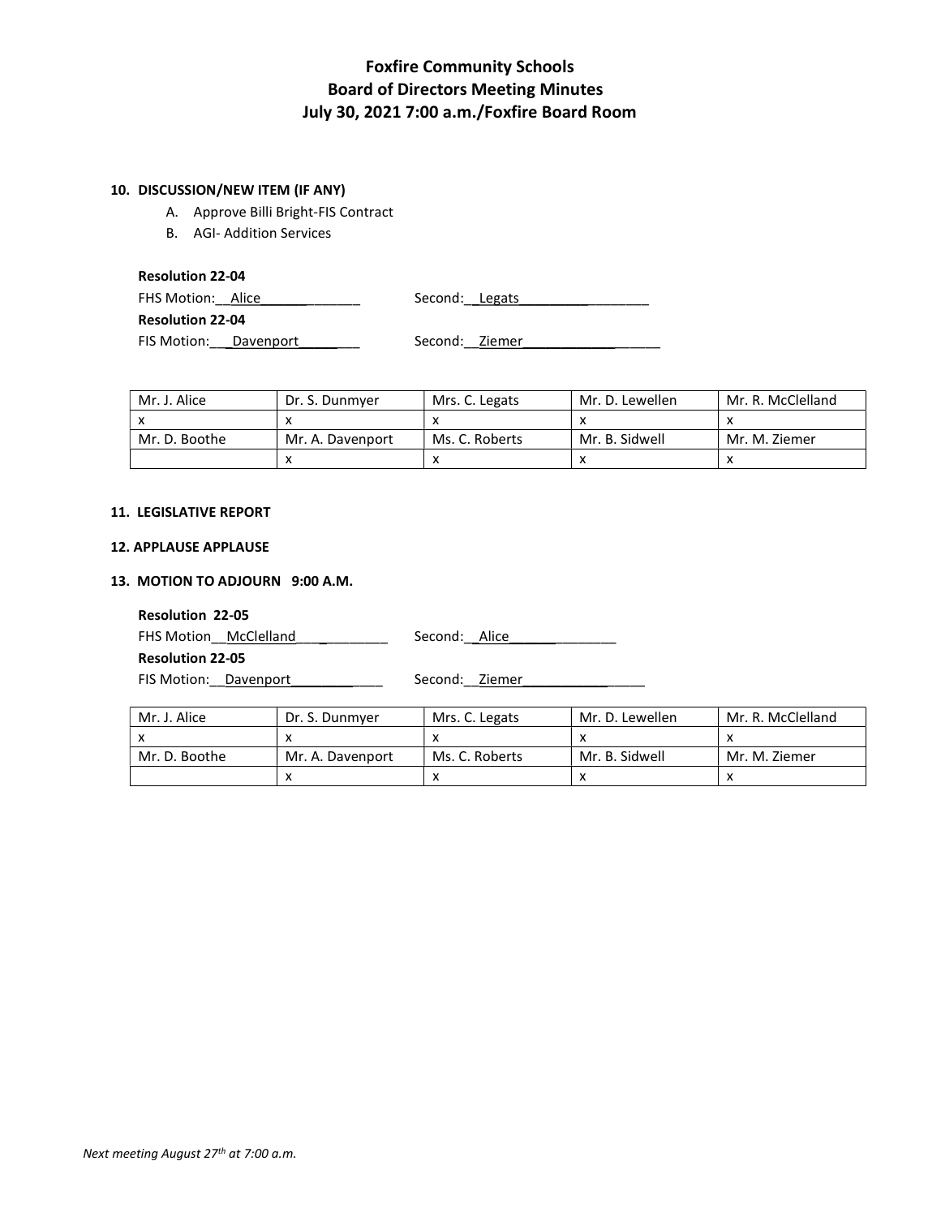# Foxfire Community Schools
## Board of Directors Meeting Minutes
## July 30, 2021 7:00 a.m./Foxfire Board Room

**10. DISCUSSION/NEW ITEM (IF ANY)**

A. Approve Billi Bright-FIS Contract
B. AGI- Addition Services

**Resolution 22-04**
FHS Motion: Alice Second: Legats
**Resolution 22-04**
FIS Motion: Davenport Second: Ziemer

| | | | | |
|---|---|---|---|---|
| Mr. J. Alice | Dr. S. Dunmyer | Mrs. C. Legats | Mr. D. Lewellen | Mr. R. McClelland |
| x | x | x | x | x |
| Mr. D. Boothe | Mr. A. Davenport | Ms. C. Roberts | Mr. B. Sidwell | Mr. M. Ziemer |
| | x | x | x | x |

**11. LEGISLATIVE REPORT**

**12. APPLAUSE APPLAUSE**

**13. MOTION TO ADJOURN 9:00 A.M.**

**Resolution 22-05**
FHS Motion McClelland Second: Alice
**Resolution 22-05**
FIS Motion: Davenport Second: Ziemer

| | | | | |
|---|---|---|---|---|
| Mr. J. Alice | Dr. S. Dunmyer | Mrs. C. Legats | Mr. D. Lewellen | Mr. R. McClelland |
| x | x | x | x | x |
| Mr. D. Boothe | Mr. A. Davenport | Ms. C. Roberts | Mr. B. Sidwell | Mr. M. Ziemer |
| | x | x | x | x |

*Next meeting August 27th at 7:00 a.m.*